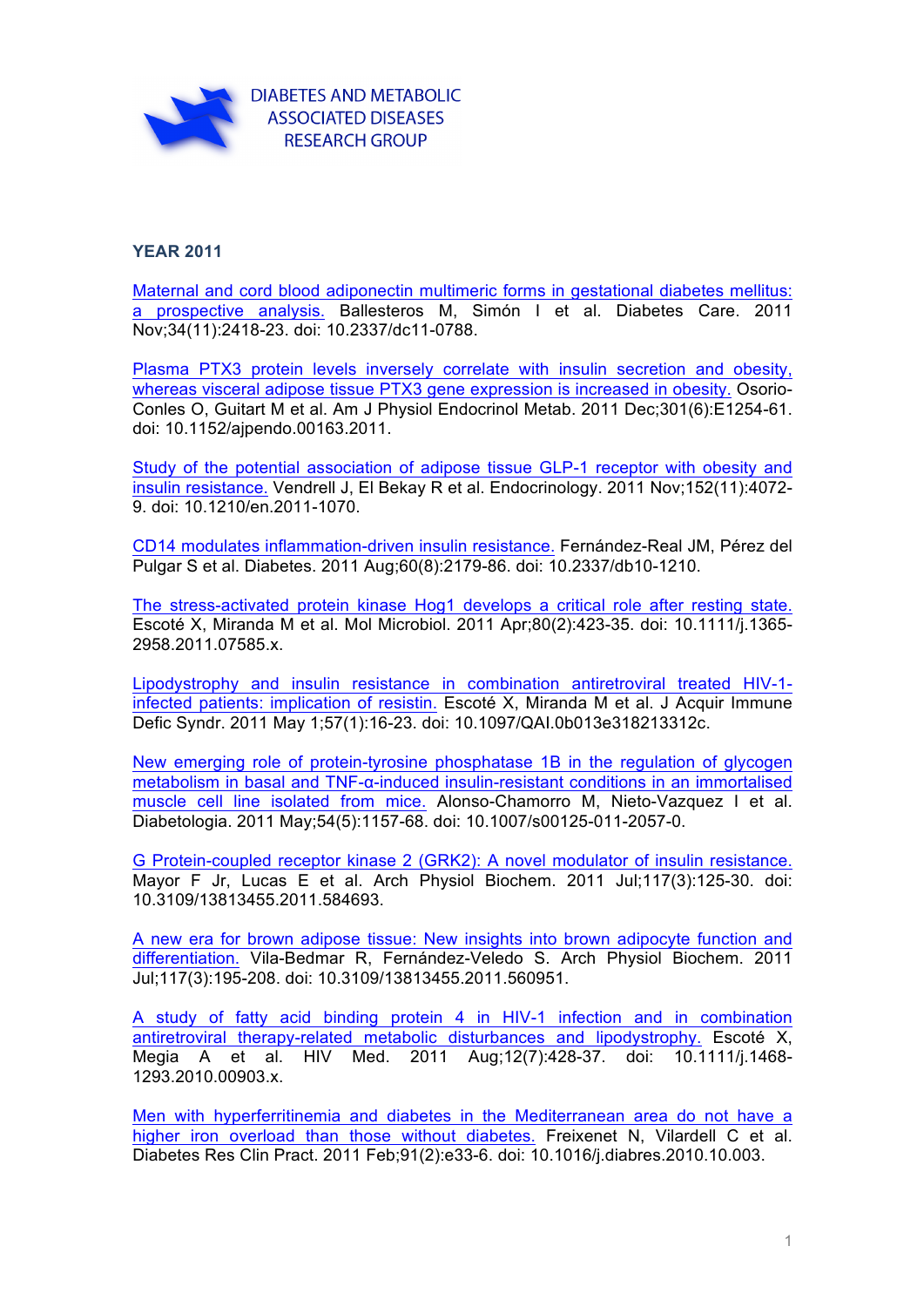DIABETES AND METABOLIC ASSOCIATED DISEASES RESEARCH GROUP

**YEAR 2011**

Maternal and cord blood adiponectin multimeric forms in gestational diabetes mellitus: a prospective analysis. Ballesteros M, Simón I et al. Diabetes Care. 2011 Nov;34(11):2418-23. doi: 10.2337/dc11-0788.

Plasma PTX3 protein levels inversely correlate with insulin secretion and obesity, whereas visceral adipose tissue PTX3 gene expression is increased in obesity. Osorio-Conles O, Guitart M et al. Am J Physiol Endocrinol Metab. 2011 Dec;301(6):E1254-61. doi: 10.1152/ajpendo.00163.2011.

Study of the potential association of adipose tissue GLP-1 receptor with obesity and insulin resistance. Vendrell J, El Bekay R et al. Endocrinology. 2011 Nov;152(11):4072-9. doi: 10.1210/en.2011-1070.

CD14 modulates inflammation-driven insulin resistance. Fernández-Real JM, Pérez del Pulgar S et al. Diabetes. 2011 Aug;60(8):2179-86. doi: 10.2337/db10-1210.

The stress-activated protein kinase Hog1 develops a critical role after resting state. Escoté X, Miranda M et al. Mol Microbiol. 2011 Apr;80(2):423-35. doi: 10.1111/j.1365-2958.2011.07585.x.

Lipodystrophy and insulin resistance in combination antiretroviral treated HIV-1-infected patients: implication of resistin. Escoté X, Miranda M et al. J Acquir Immune Defic Syndr. 2011 May 1;57(1):16-23. doi: 10.1097/QAI.0b013e318213312c.

New emerging role of protein-tyrosine phosphatase 1B in the regulation of glycogen metabolism in basal and TNF-α-induced insulin-resistant conditions in an immortalised muscle cell line isolated from mice. Alonso-Chamorro M, Nieto-Vazquez I et al. Diabetologia. 2011 May;54(5):1157-68. doi: 10.1007/s00125-011-2057-0.

G Protein-coupled receptor kinase 2 (GRK2): A novel modulator of insulin resistance. Mayor F Jr, Lucas E et al. Arch Physiol Biochem. 2011 Jul;117(3):125-30. doi: 10.3109/13813455.2011.584693.

A new era for brown adipose tissue: New insights into brown adipocyte function and differentiation. Vila-Bedmar R, Fernández-Veledo S. Arch Physiol Biochem. 2011 Jul;117(3):195-208. doi: 10.3109/13813455.2011.560951.

A study of fatty acid binding protein 4 in HIV-1 infection and in combination antiretroviral therapy-related metabolic disturbances and lipodystrophy. Escoté X, Megia A et al. HIV Med. 2011 Aug;12(7):428-37. doi: 10.1111/j.1468-1293.2010.00903.x.

Men with hyperferritinemia and diabetes in the Mediterranean area do not have a higher iron overload than those without diabetes. Freixenet N, Vilardell C et al. Diabetes Res Clin Pract. 2011 Feb;91(2):e33-6. doi: 10.1016/j.diabres.2010.10.003.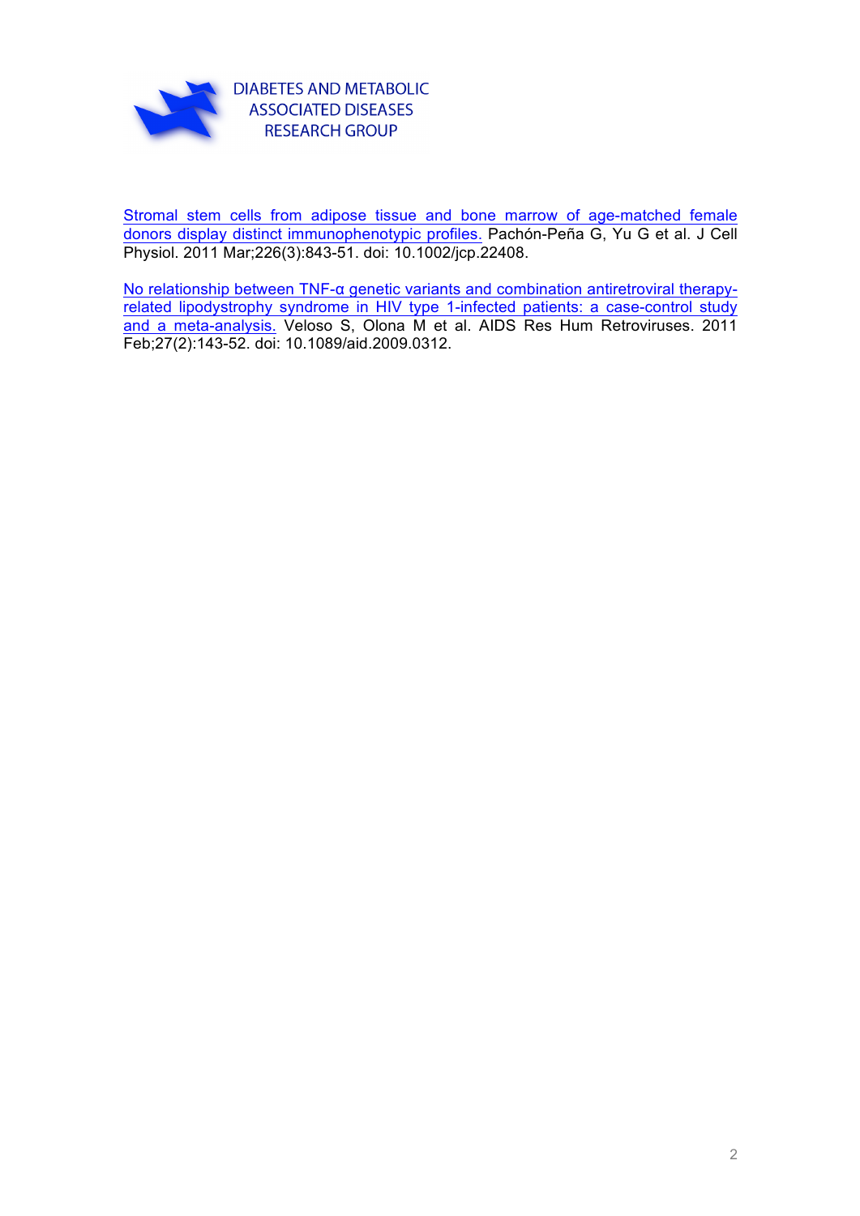Stromal stem cells from adipose tissue and bone marrow of age-matched female donors display distinct immunophenotypic profiles. Pachón-Peña G, Yu G et al. J Cell Physiol. 2011 Mar;226(3):843-51. doi: 10.1002/jcp.22408.

No relationship between TNF-α genetic variants and combination antiretroviral therapy-related lipodystrophy syndrome in HIV type 1-infected patients: a case-control study and a meta-analysis. Veloso S, Olona M et al. AIDS Res Hum Retroviruses. 2011 Feb;27(2):143-52. doi: 10.1089/aid.2009.0312.